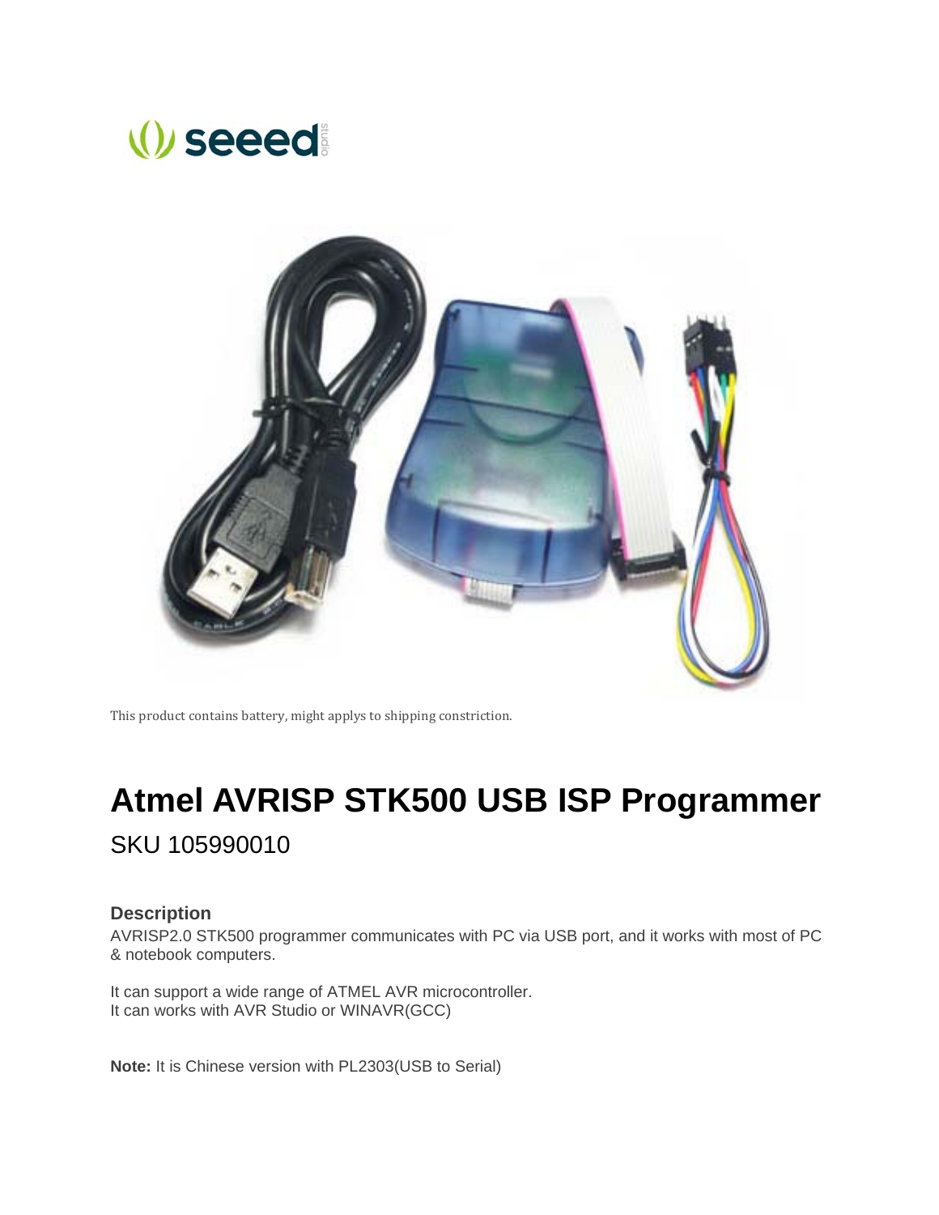This product contains battery, might applys to shipping constriction.

# Atmel AVRISP STK500 USB ISP Programmer

SKU 105990010

### Description

AVRISP2.0 STK500 programmer communicates with PC via USB port, and it works with most of PC & notebook computers.

It can support a wide range of ATMEL AVR microcontroller.
It can works with AVR Studio or WINAVR(GCC)

**Note:** It is Chinese version with PL2303(USB to Serial)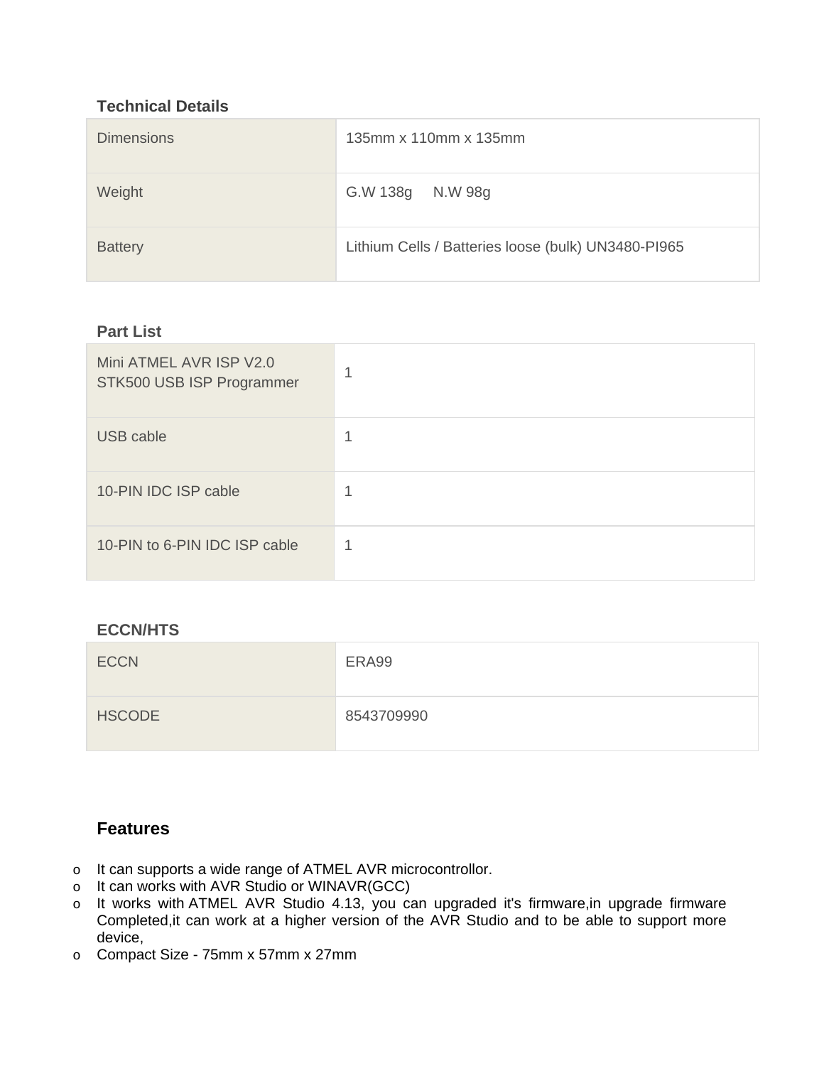### Technical Details

| Dimensions | 135mm x 110mm x 135mm |
|---|---|
| Weight | G.W 138g N.W 98g |
| Battery | Lithium Cells / Batteries loose (bulk) UN3480-PI965 |

### Part List

| Mini ATMEL AVR ISP V2.0 STK500 USB ISP Programmer | 1 |
|---|---|
| USB cable | 1 |
| 10-PIN IDC ISP cable | 1 |
| 10-PIN to 6-PIN IDC ISP cable | 1 |

### ECCN/HTS

| ECCN | ERA99 |
|---|---|
| HSCODE | 8543709990 |

## Features

- It can supports a wide range of ATMEL AVR microcontrollor.
- It can works with AVR Studio or WINAVR(GCC)
- It works with ATMEL AVR Studio 4.13, you can upgraded it's firmware,in upgrade firmware Completed,it can work at a higher version of the AVR Studio and to be able to support more device,
- Compact Size - 75mm x 57mm x 27mm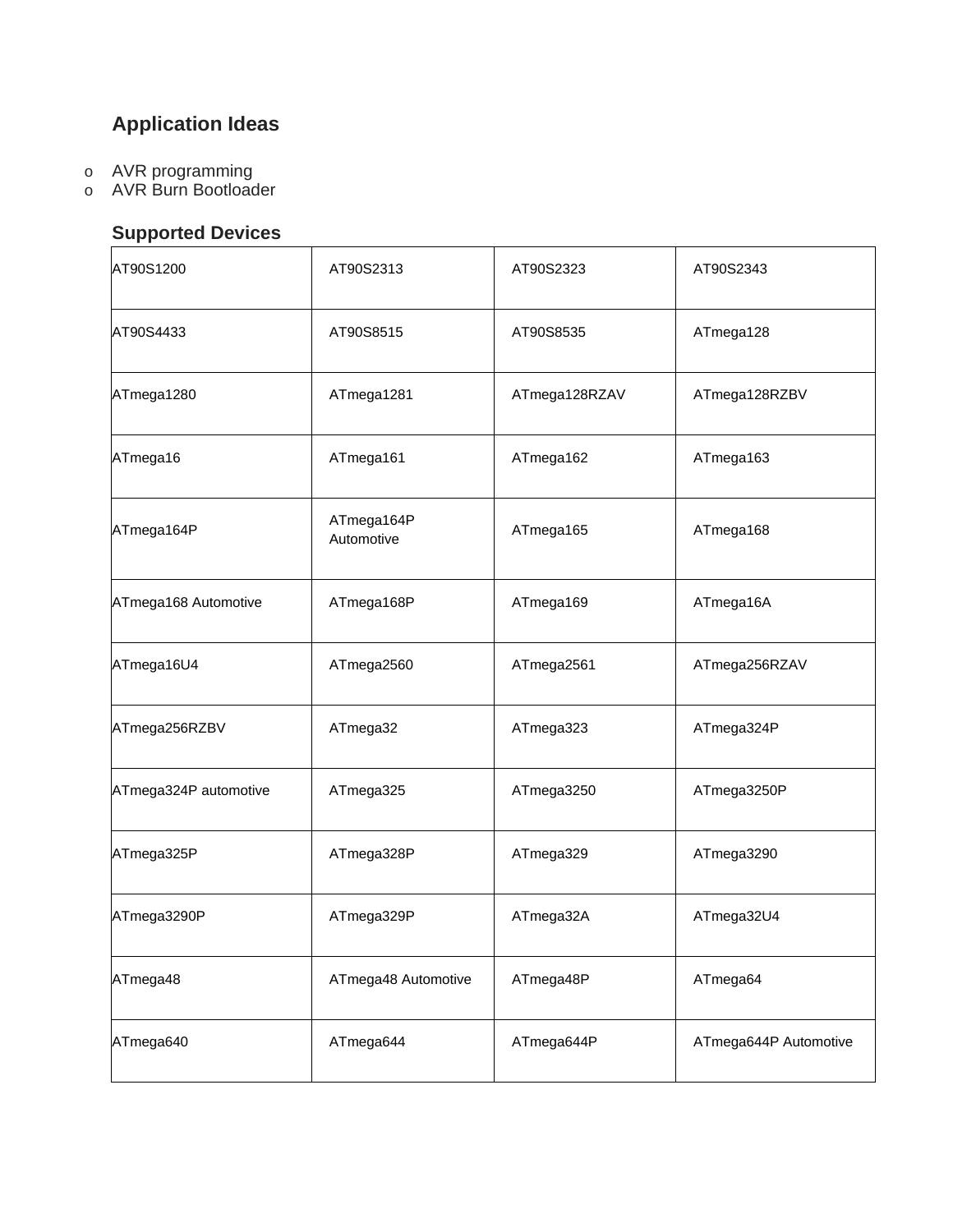## Application Ideas

- AVR programming
- AVR Burn Bootloader

## Supported Devices

| | | | |
|---|---|---|---|
| AT90S1200 | AT90S2313 | AT90S2323 | AT90S2343 |
| AT90S4433 | AT90S8515 | AT90S8535 | ATmega128 |
| ATmega1280 | ATmega1281 | ATmega128RZAV | ATmega128RZBV |
| ATmega16 | ATmega161 | ATmega162 | ATmega163 |
| ATmega164P | ATmega164P Automotive | ATmega165 | ATmega168 |
| ATmega168 Automotive | ATmega168P | ATmega169 | ATmega16A |
| ATmega16U4 | ATmega2560 | ATmega2561 | ATmega256RZAV |
| ATmega256RZBV | ATmega32 | ATmega323 | ATmega324P |
| ATmega324P automotive | ATmega325 | ATmega3250 | ATmega3250P |
| ATmega325P | ATmega328P | ATmega329 | ATmega3290 |
| ATmega3290P | ATmega329P | ATmega32A | ATmega32U4 |
| ATmega48 | ATmega48 Automotive | ATmega48P | ATmega64 |
| ATmega640 | ATmega644 | ATmega644P | ATmega644P Automotive |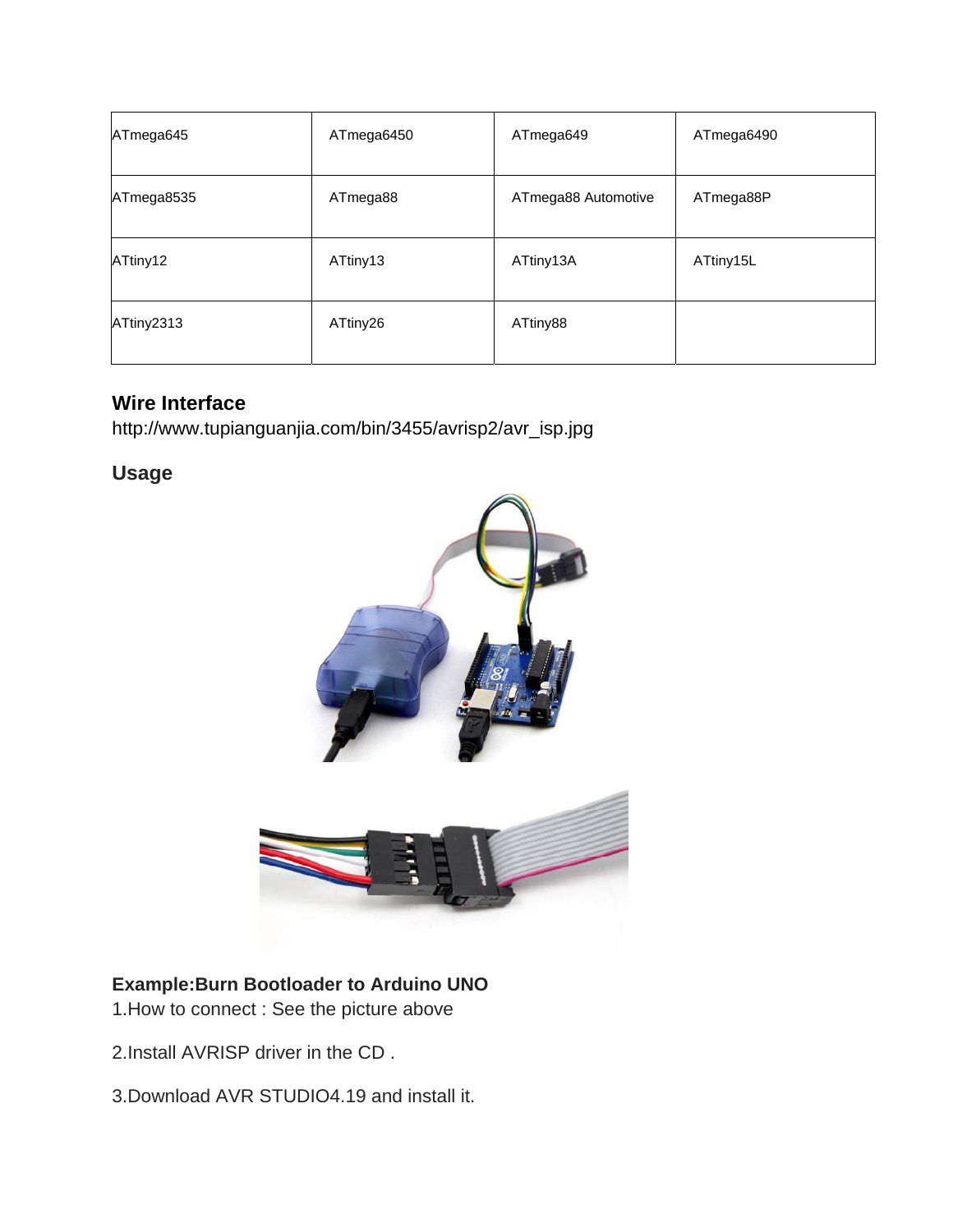| ATmega645 | ATmega6450 | ATmega649 | ATmega6490 |
| --- | --- | --- | --- |
| ATmega8535 | ATmega88 | ATmega88 Automotive | ATmega88P |
| ATtiny12 | ATtiny13 | ATtiny13A | ATtiny15L |
| ATtiny2313 | ATtiny26 | ATtiny88 | |

**Wire Interface**

http://www.tupianguanjia.com/bin/3455/avrisp2/avr_isp.jpg

## Usage

**Example:Burn Bootloader to Arduino UNO**

1.How to connect : See the picture above

2.Install AVRISP driver in the CD .

3.Download AVR STUDIO4.19 and install it.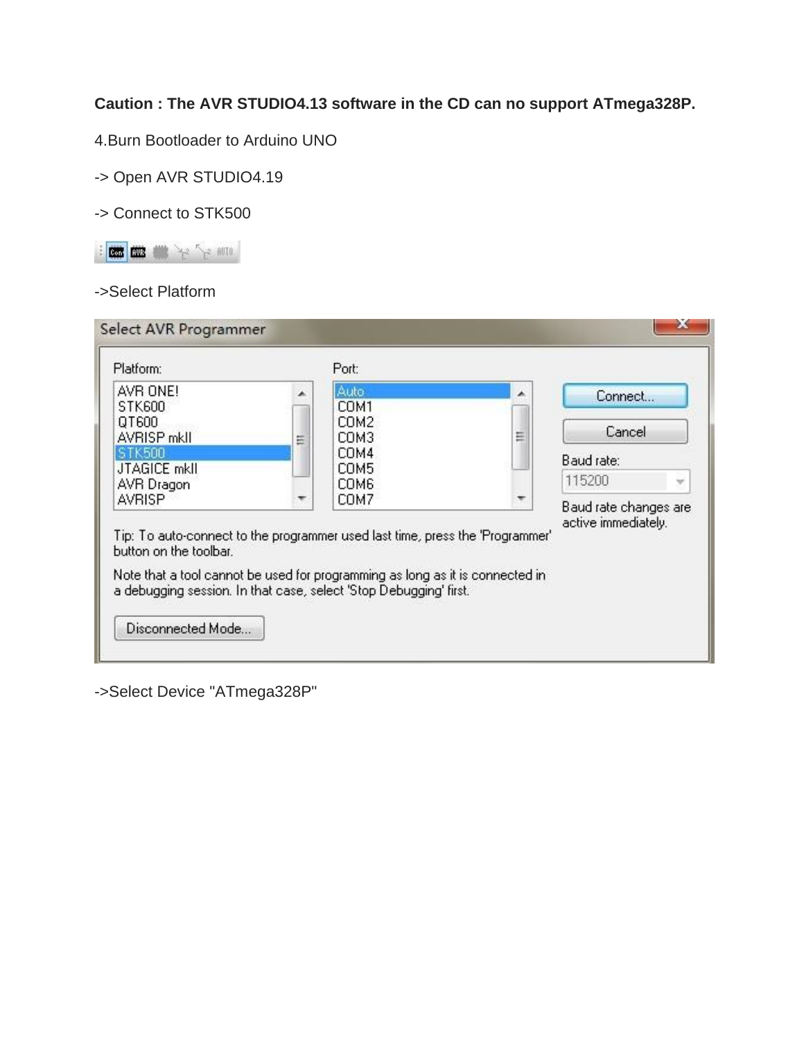**Caution : The AVR STUDIO4.13 software in the CD can no support ATmega328P.**

4.Burn Bootloader to Arduino UNO

-> Open AVR STUDIO4.19

-> Connect to STK500

->Select Platform

->Select Device "ATmega328P"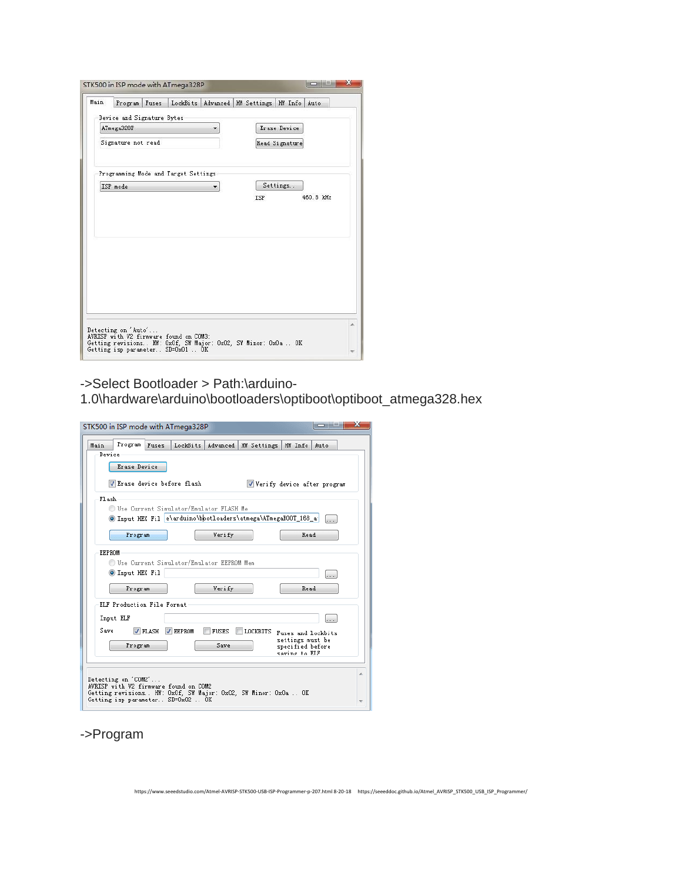->Select Bootloader > Path:\arduino-1.0\hardware\arduino\bootloaders\optiboot\optiboot_atmega328.hex

->Program

https://www.seeedstudio.com/Atmel-AVRISP-STK500-USB-ISP-Programmer-p-207.html 8-20-18 https://seeeddoc.github.io/Atmel_AVRISP_STK500_USB_ISP_Programmer/